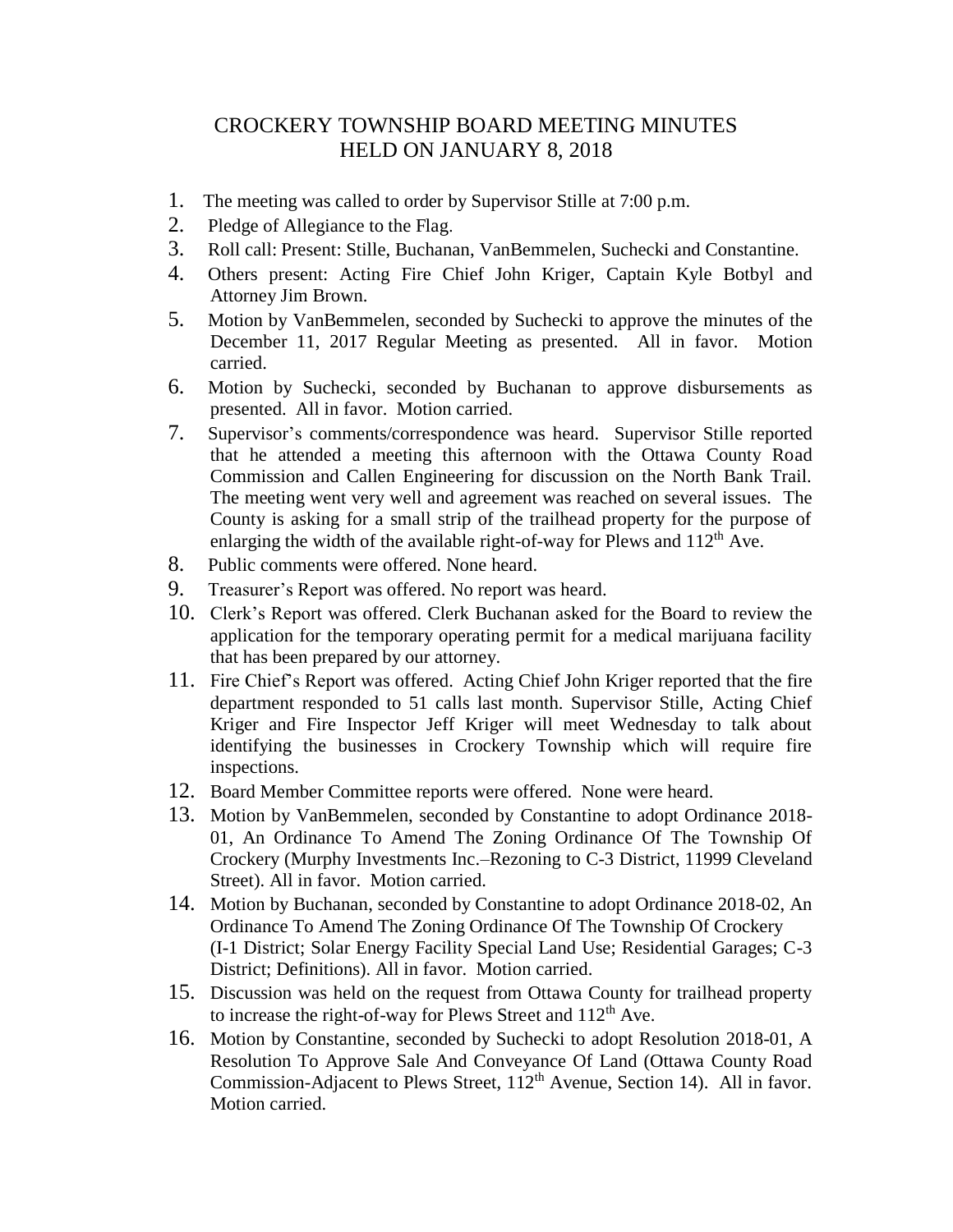# CROCKERY TOWNSHIP BOARD MEETING MINUTES
# HELD ON JANUARY 8, 2018

1. The meeting was called to order by Supervisor Stille at 7:00 p.m.
2. Pledge of Allegiance to the Flag.
3. Roll call: Present: Stille, Buchanan, VanBemmelen, Suchecki and Constantine.
4. Others present: Acting Fire Chief John Kriger, Captain Kyle Botbyl and Attorney Jim Brown.
5. Motion by VanBemmelen, seconded by Suchecki to approve the minutes of the December 11, 2017 Regular Meeting as presented. All in favor. Motion carried.
6. Motion by Suchecki, seconded by Buchanan to approve disbursements as presented. All in favor. Motion carried.
7. Supervisor's comments/correspondence was heard. Supervisor Stille reported that he attended a meeting this afternoon with the Ottawa County Road Commission and Callen Engineering for discussion on the North Bank Trail. The meeting went very well and agreement was reached on several issues. The County is asking for a small strip of the trailhead property for the purpose of enlarging the width of the available right-of-way for Plews and 112th Ave.
8. Public comments were offered. None heard.
9. Treasurer's Report was offered. No report was heard.
10. Clerk's Report was offered. Clerk Buchanan asked for the Board to review the application for the temporary operating permit for a medical marijuana facility that has been prepared by our attorney.
11. Fire Chief's Report was offered. Acting Chief John Kriger reported that the fire department responded to 51 calls last month. Supervisor Stille, Acting Chief Kriger and Fire Inspector Jeff Kriger will meet Wednesday to talk about identifying the businesses in Crockery Township which will require fire inspections.
12. Board Member Committee reports were offered. None were heard.
13. Motion by VanBemmelen, seconded by Constantine to adopt Ordinance 2018-01, An Ordinance To Amend The Zoning Ordinance Of The Township Of Crockery (Murphy Investments Inc.–Rezoning to C-3 District, 11999 Cleveland Street). All in favor. Motion carried.
14. Motion by Buchanan, seconded by Constantine to adopt Ordinance 2018-02, An Ordinance To Amend The Zoning Ordinance Of The Township Of Crockery (I-1 District; Solar Energy Facility Special Land Use; Residential Garages; C-3 District; Definitions). All in favor. Motion carried.
15. Discussion was held on the request from Ottawa County for trailhead property to increase the right-of-way for Plews Street and 112th Ave.
16. Motion by Constantine, seconded by Suchecki to adopt Resolution 2018-01, A Resolution To Approve Sale And Conveyance Of Land (Ottawa County Road Commission-Adjacent to Plews Street, 112th Avenue, Section 14). All in favor. Motion carried.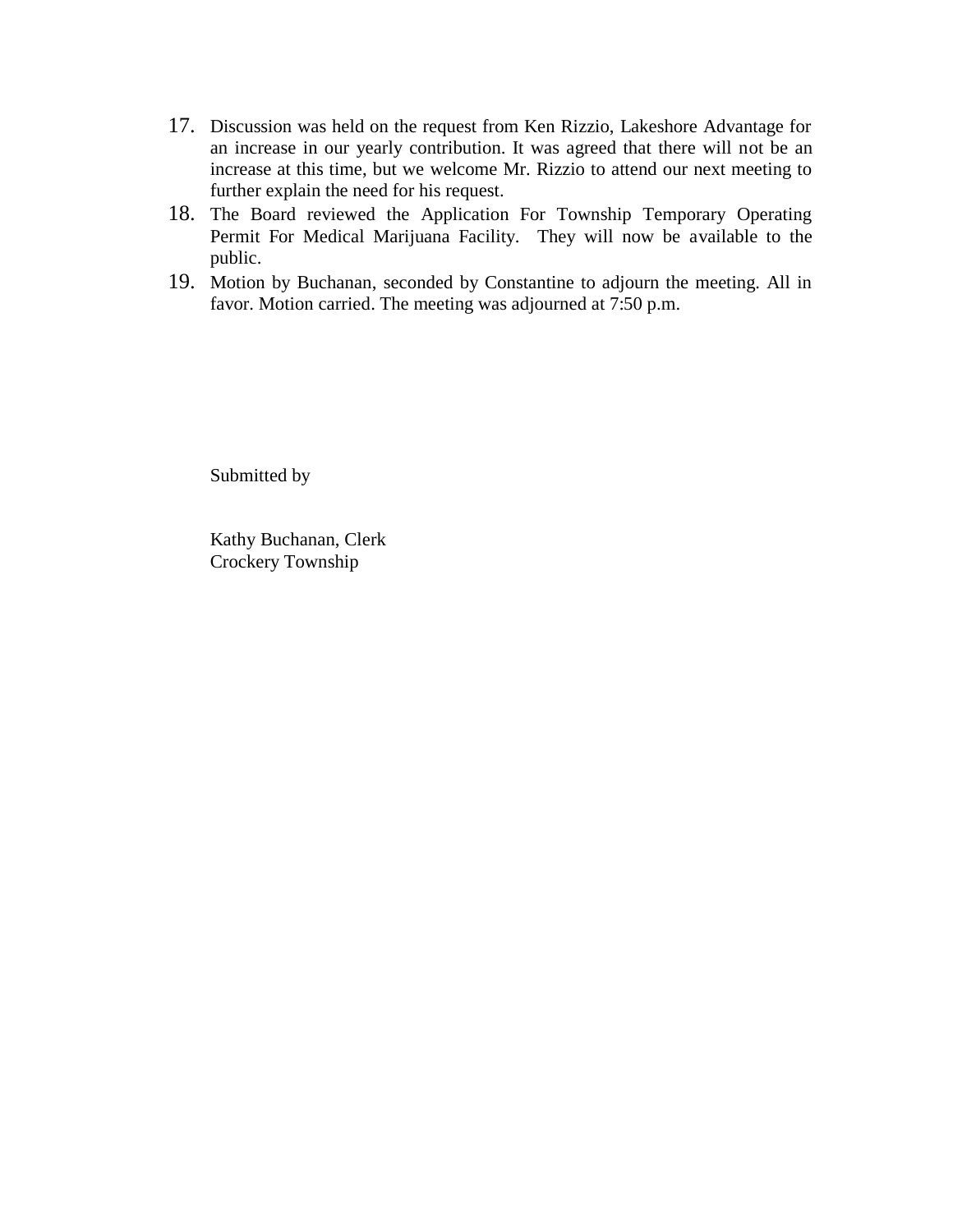17. Discussion was held on the request from Ken Rizzio, Lakeshore Advantage for an increase in our yearly contribution. It was agreed that there will not be an increase at this time, but we welcome Mr. Rizzio to attend our next meeting to further explain the need for his request.
18. The Board reviewed the Application For Township Temporary Operating Permit For Medical Marijuana Facility. They will now be available to the public.
19. Motion by Buchanan, seconded by Constantine to adjourn the meeting. All in favor. Motion carried. The meeting was adjourned at 7:50 p.m.

Submitted by

Kathy Buchanan, Clerk
Crockery Township